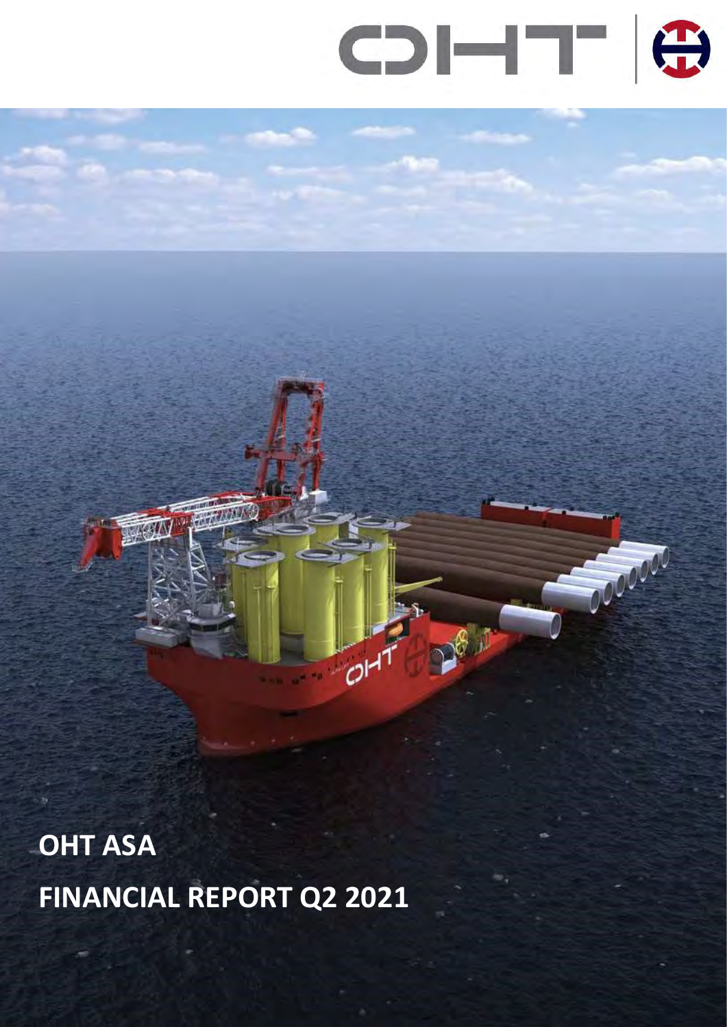# OHT ASA

# FINANCIAL REPORT Q2 2021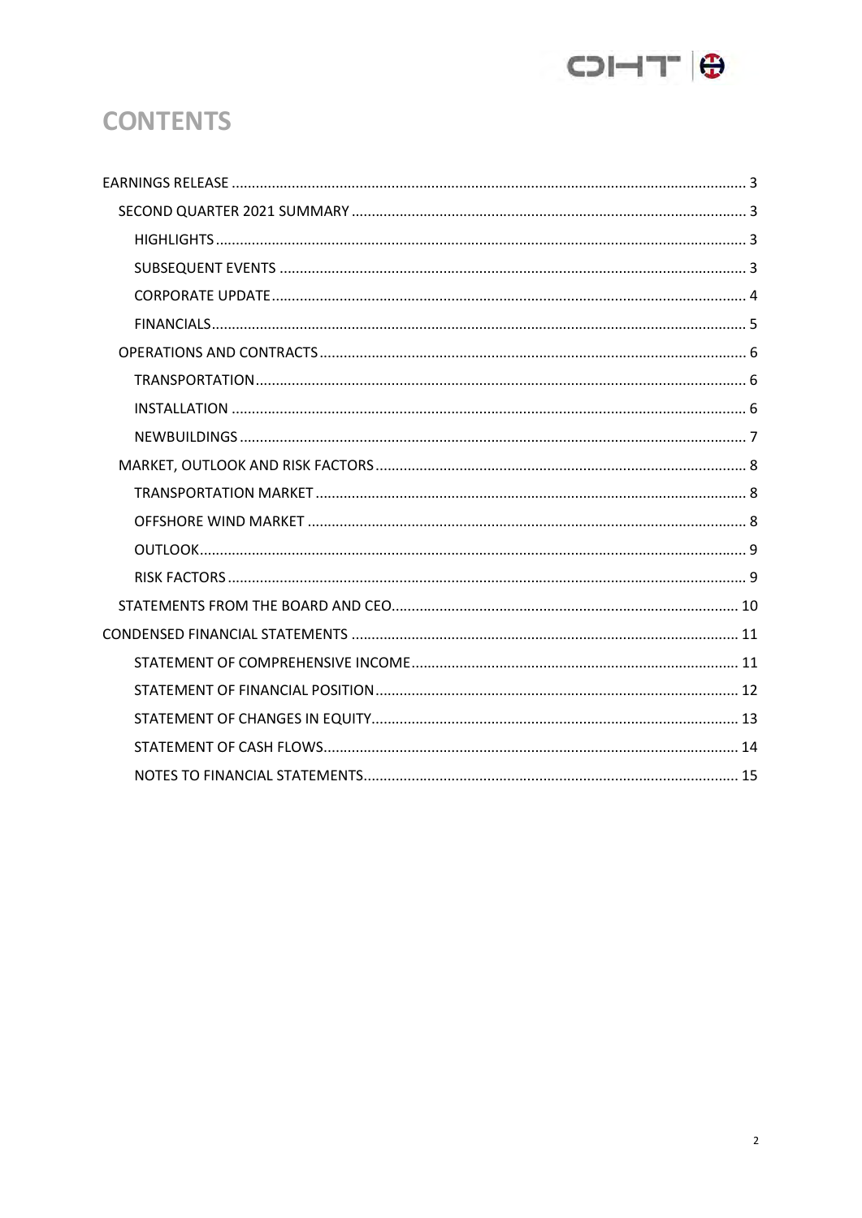# CONTENTS

- EARNINGS RELEASE ..... 3
  - SECOND QUARTER 2021 SUMMARY ..... 3
    - HIGHLIGHTS ..... 3
    - SUBSEQUENT EVENTS ..... 3
    - CORPORATE UPDATE ..... 4
    - FINANCIALS ..... 5
  - OPERATIONS AND CONTRACTS ..... 6
    - TRANSPORTATION ..... 6
    - INSTALLATION ..... 6
    - NEWBUILDINGS ..... 7
  - MARKET, OUTLOOK AND RISK FACTORS ..... 8
    - TRANSPORTATION MARKET ..... 8
    - OFFSHORE WIND MARKET ..... 8
    - OUTLOOK ..... 9
    - RISK FACTORS ..... 9
  - STATEMENTS FROM THE BOARD AND CEO ..... 10
- CONDENSED FINANCIAL STATEMENTS ..... 11
  - STATEMENT OF COMPREHENSIVE INCOME ..... 11
  - STATEMENT OF FINANCIAL POSITION ..... 12
  - STATEMENT OF CHANGES IN EQUITY ..... 13
  - STATEMENT OF CASH FLOWS ..... 14
  - NOTES TO FINANCIAL STATEMENTS ..... 15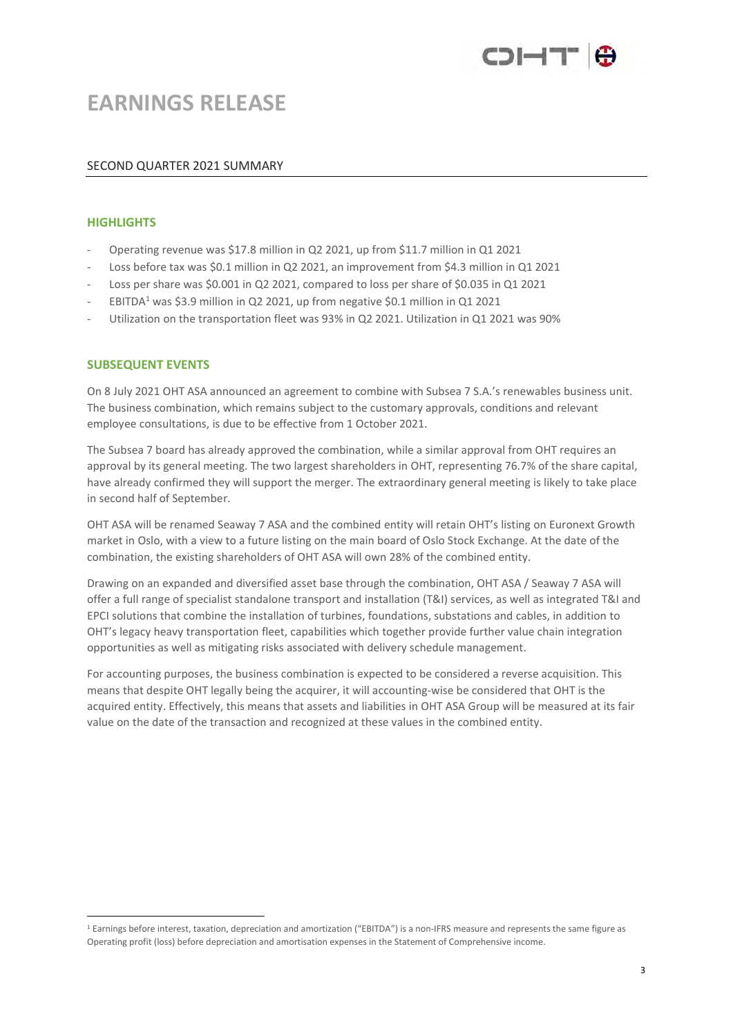# EARNINGS RELEASE

## SECOND QUARTER 2021 SUMMARY

### HIGHLIGHTS

- Operating revenue was $17.8 million in Q2 2021, up from $11.7 million in Q1 2021
- Loss before tax was $0.1 million in Q2 2021, an improvement from $4.3 million in Q1 2021
- Loss per share was $0.001 in Q2 2021, compared to loss per share of $0.035 in Q1 2021
- EBITDA[1] was $3.9 million in Q2 2021, up from negative $0.1 million in Q1 2021
- Utilization on the transportation fleet was 93% in Q2 2021. Utilization in Q1 2021 was 90%

### SUBSEQUENT EVENTS

On 8 July 2021 OHT ASA announced an agreement to combine with Subsea 7 S.A.'s renewables business unit. The business combination, which remains subject to the customary approvals, conditions and relevant employee consultations, is due to be effective from 1 October 2021.

The Subsea 7 board has already approved the combination, while a similar approval from OHT requires an approval by its general meeting. The two largest shareholders in OHT, representing 76.7% of the share capital, have already confirmed they will support the merger. The extraordinary general meeting is likely to take place in second half of September.

OHT ASA will be renamed Seaway 7 ASA and the combined entity will retain OHT's listing on Euronext Growth market in Oslo, with a view to a future listing on the main board of Oslo Stock Exchange. At the date of the combination, the existing shareholders of OHT ASA will own 28% of the combined entity.

Drawing on an expanded and diversified asset base through the combination, OHT ASA / Seaway 7 ASA will offer a full range of specialist standalone transport and installation (T&I) services, as well as integrated T&I and EPCI solutions that combine the installation of turbines, foundations, substations and cables, in addition to OHT's legacy heavy transportation fleet, capabilities which together provide further value chain integration opportunities as well as mitigating risks associated with delivery schedule management.

For accounting purposes, the business combination is expected to be considered a reverse acquisition. This means that despite OHT legally being the acquirer, it will accounting-wise be considered that OHT is the acquired entity. Effectively, this means that assets and liabilities in OHT ASA Group will be measured at its fair value on the date of the transaction and recognized at these values in the combined entity.

[1] Earnings before interest, taxation, depreciation and amortization ("EBITDA") is a non-IFRS measure and represents the same figure as Operating profit (loss) before depreciation and amortisation expenses in the Statement of Comprehensive income.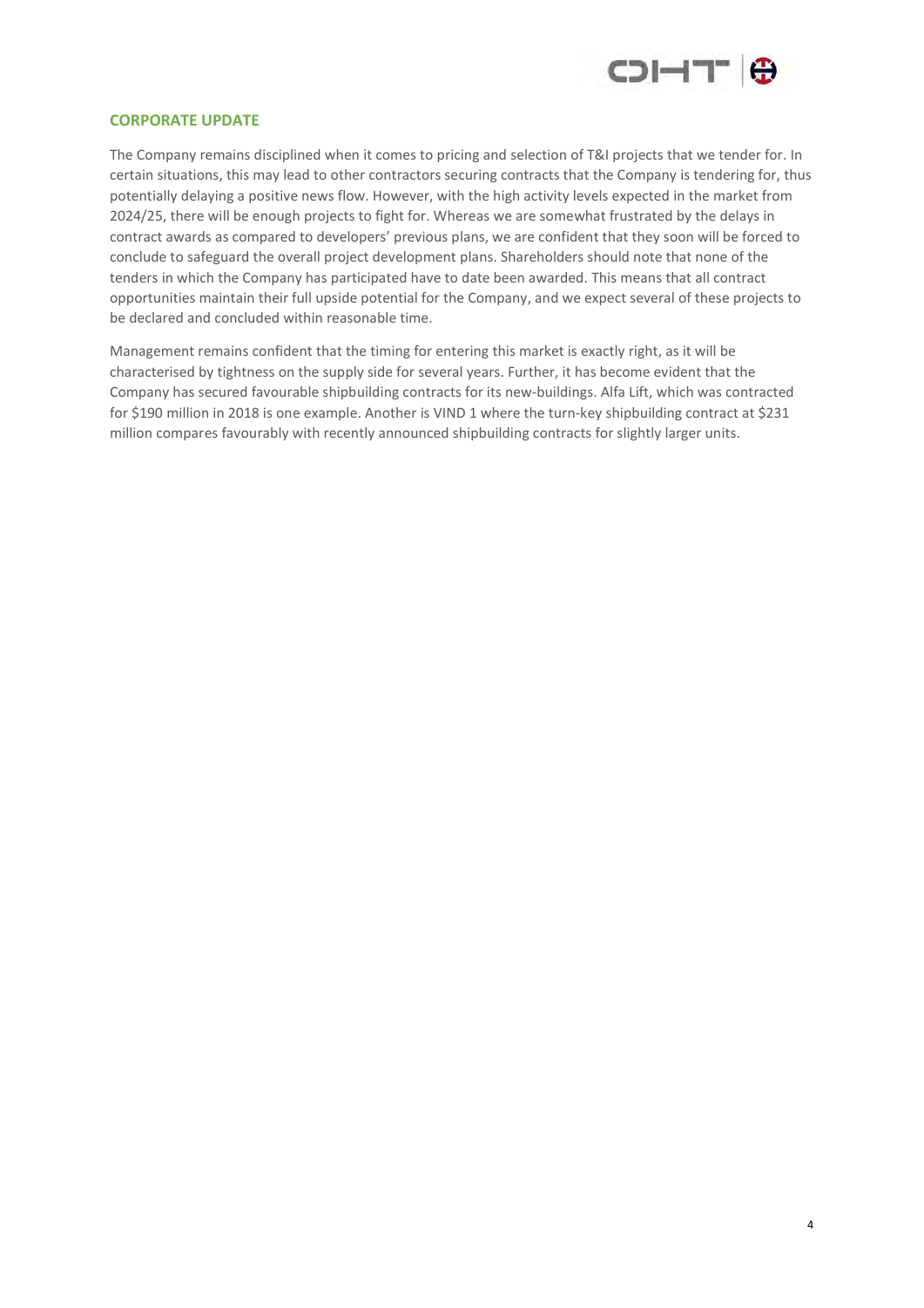## CORPORATE UPDATE

The Company remains disciplined when it comes to pricing and selection of T&I projects that we tender for. In certain situations, this may lead to other contractors securing contracts that the Company is tendering for, thus potentially delaying a positive news flow. However, with the high activity levels expected in the market from 2024/25, there will be enough projects to fight for. Whereas we are somewhat frustrated by the delays in contract awards as compared to developers' previous plans, we are confident that they soon will be forced to conclude to safeguard the overall project development plans. Shareholders should note that none of the tenders in which the Company has participated have to date been awarded. This means that all contract opportunities maintain their full upside potential for the Company, and we expect several of these projects to be declared and concluded within reasonable time.

Management remains confident that the timing for entering this market is exactly right, as it will be characterised by tightness on the supply side for several years. Further, it has become evident that the Company has secured favourable shipbuilding contracts for its new-buildings. Alfa Lift, which was contracted for $190 million in 2018 is one example. Another is VIND 1 where the turn-key shipbuilding contract at $231 million compares favourably with recently announced shipbuilding contracts for slightly larger units.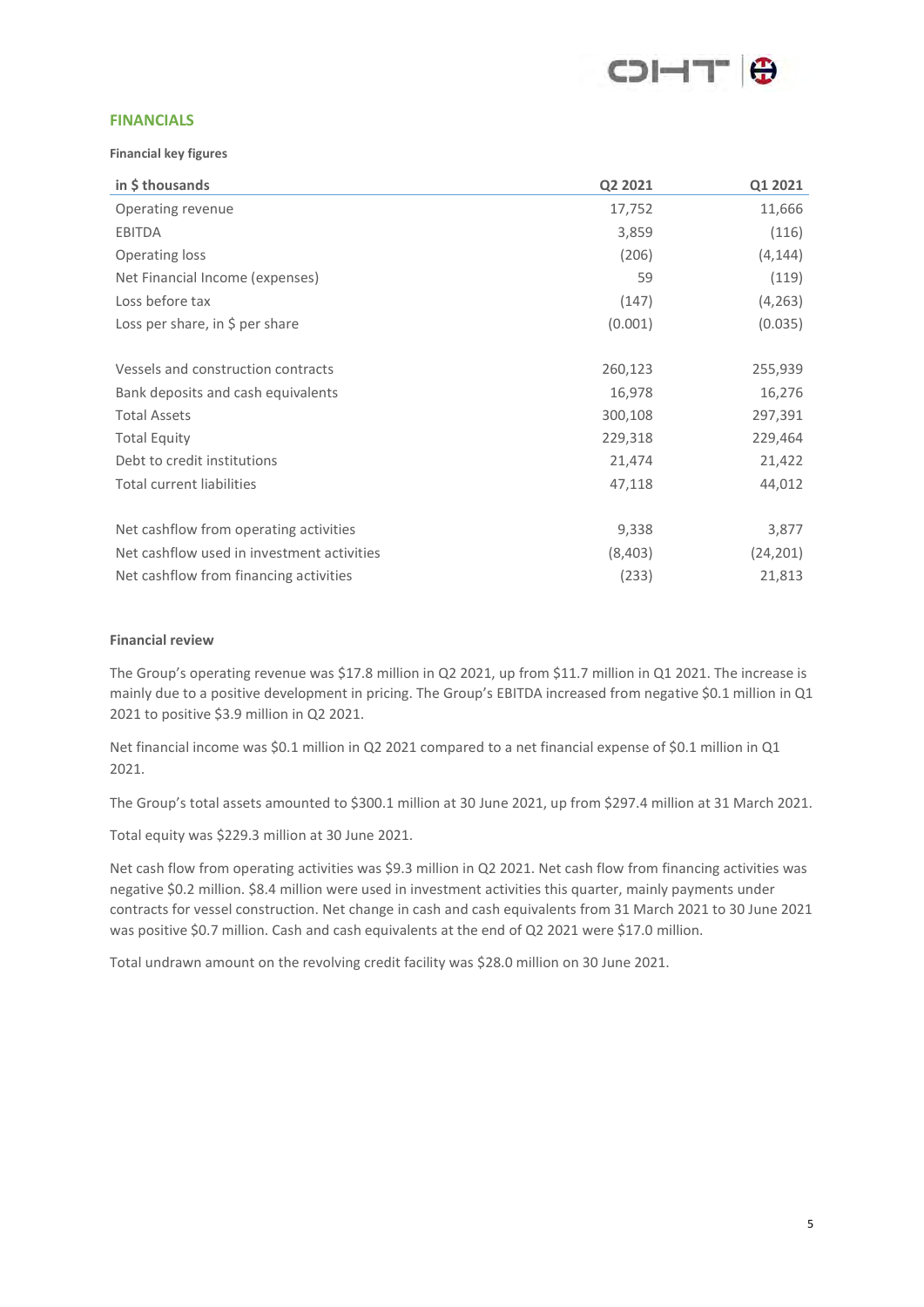## FINANCIALS

**Financial key figures**

| in $ thousands | Q2 2021 | Q1 2021 |
|---|---|---|
| Operating revenue | 17,752 | 11,666 |
| EBITDA | 3,859 | (116) |
| Operating loss | (206) | (4,144) |
| Net Financial Income (expenses) | 59 | (119) |
| Loss before tax | (147) | (4,263) |
| Loss per share, in $ per share | (0.001) | (0.035) |
| | | |
| Vessels and construction contracts | 260,123 | 255,939 |
| Bank deposits and cash equivalents | 16,978 | 16,276 |
| Total Assets | 300,108 | 297,391 |
| Total Equity | 229,318 | 229,464 |
| Debt to credit institutions | 21,474 | 21,422 |
| Total current liabilities | 47,118 | 44,012 |
| | | |
| Net cashflow from operating activities | 9,338 | 3,877 |
| Net cashflow used in investment activities | (8,403) | (24,201) |
| Net cashflow from financing activities | (233) | 21,813 |

**Financial review**

The Group's operating revenue was $17.8 million in Q2 2021, up from $11.7 million in Q1 2021. The increase is mainly due to a positive development in pricing. The Group's EBITDA increased from negative $0.1 million in Q1 2021 to positive $3.9 million in Q2 2021.

Net financial income was $0.1 million in Q2 2021 compared to a net financial expense of $0.1 million in Q1 2021.

The Group's total assets amounted to $300.1 million at 30 June 2021, up from $297.4 million at 31 March 2021.

Total equity was $229.3 million at 30 June 2021.

Net cash flow from operating activities was $9.3 million in Q2 2021. Net cash flow from financing activities was negative $0.2 million. $8.4 million were used in investment activities this quarter, mainly payments under contracts for vessel construction. Net change in cash and cash equivalents from 31 March 2021 to 30 June 2021 was positive $0.7 million. Cash and cash equivalents at the end of Q2 2021 were $17.0 million.

Total undrawn amount on the revolving credit facility was $28.0 million on 30 June 2021.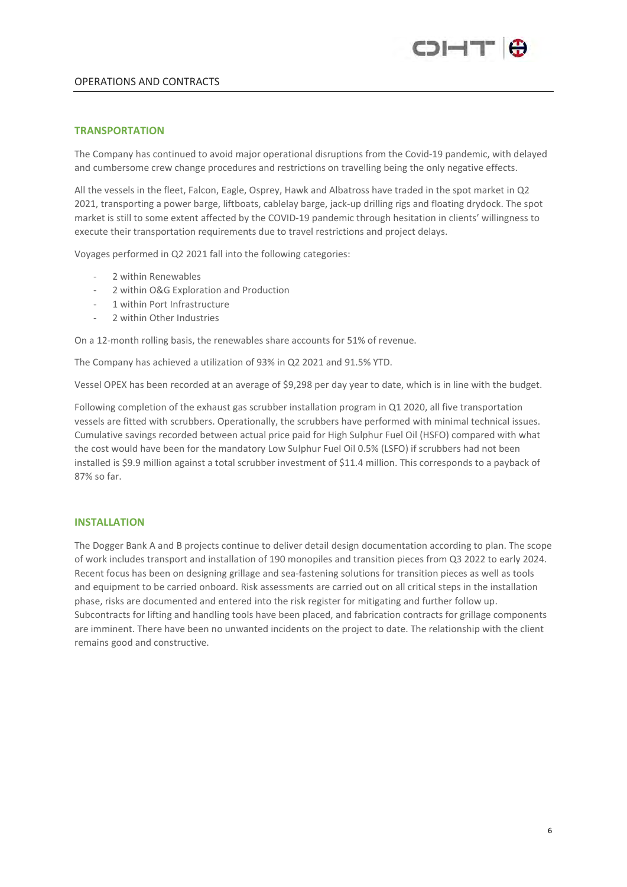# OPERATIONS AND CONTRACTS

## TRANSPORTATION

The Company has continued to avoid major operational disruptions from the Covid-19 pandemic, with delayed and cumbersome crew change procedures and restrictions on travelling being the only negative effects.

All the vessels in the fleet, Falcon, Eagle, Osprey, Hawk and Albatross have traded in the spot market in Q2 2021, transporting a power barge, liftboats, cablelay barge, jack-up drilling rigs and floating drydock. The spot market is still to some extent affected by the COVID-19 pandemic through hesitation in clients' willingness to execute their transportation requirements due to travel restrictions and project delays.

Voyages performed in Q2 2021 fall into the following categories:

- 2 within Renewables
- 2 within O&G Exploration and Production
- 1 within Port Infrastructure
- 2 within Other Industries

On a 12-month rolling basis, the renewables share accounts for 51% of revenue.

The Company has achieved a utilization of 93% in Q2 2021 and 91.5% YTD.

Vessel OPEX has been recorded at an average of $9,298 per day year to date, which is in line with the budget.

Following completion of the exhaust gas scrubber installation program in Q1 2020, all five transportation vessels are fitted with scrubbers. Operationally, the scrubbers have performed with minimal technical issues. Cumulative savings recorded between actual price paid for High Sulphur Fuel Oil (HSFO) compared with what the cost would have been for the mandatory Low Sulphur Fuel Oil 0.5% (LSFO) if scrubbers had not been installed is $9.9 million against a total scrubber investment of $11.4 million. This corresponds to a payback of 87% so far.

## INSTALLATION

The Dogger Bank A and B projects continue to deliver detail design documentation according to plan. The scope of work includes transport and installation of 190 monopiles and transition pieces from Q3 2022 to early 2024. Recent focus has been on designing grillage and sea-fastening solutions for transition pieces as well as tools and equipment to be carried onboard. Risk assessments are carried out on all critical steps in the installation phase, risks are documented and entered into the risk register for mitigating and further follow up. Subcontracts for lifting and handling tools have been placed, and fabrication contracts for grillage components are imminent. There have been no unwanted incidents on the project to date. The relationship with the client remains good and constructive.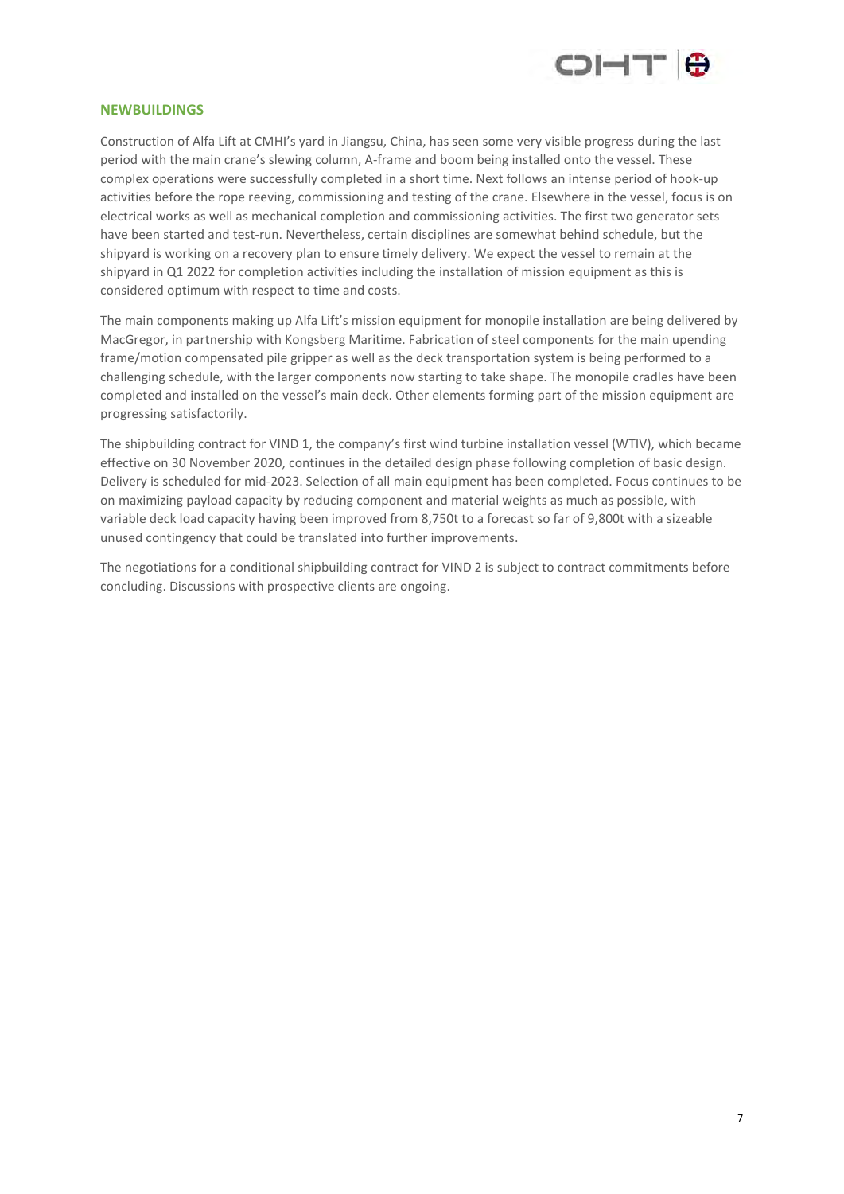## NEWBUILDINGS

Construction of Alfa Lift at CMHI's yard in Jiangsu, China, has seen some very visible progress during the last period with the main crane's slewing column, A-frame and boom being installed onto the vessel. These complex operations were successfully completed in a short time. Next follows an intense period of hook-up activities before the rope reeving, commissioning and testing of the crane. Elsewhere in the vessel, focus is on electrical works as well as mechanical completion and commissioning activities. The first two generator sets have been started and test-run. Nevertheless, certain disciplines are somewhat behind schedule, but the shipyard is working on a recovery plan to ensure timely delivery. We expect the vessel to remain at the shipyard in Q1 2022 for completion activities including the installation of mission equipment as this is considered optimum with respect to time and costs.

The main components making up Alfa Lift's mission equipment for monopile installation are being delivered by MacGregor, in partnership with Kongsberg Maritime. Fabrication of steel components for the main upending frame/motion compensated pile gripper as well as the deck transportation system is being performed to a challenging schedule, with the larger components now starting to take shape. The monopile cradles have been completed and installed on the vessel's main deck. Other elements forming part of the mission equipment are progressing satisfactorily.

The shipbuilding contract for VIND 1, the company's first wind turbine installation vessel (WTIV), which became effective on 30 November 2020, continues in the detailed design phase following completion of basic design. Delivery is scheduled for mid-2023. Selection of all main equipment has been completed. Focus continues to be on maximizing payload capacity by reducing component and material weights as much as possible, with variable deck load capacity having been improved from 8,750t to a forecast so far of 9,800t with a sizeable unused contingency that could be translated into further improvements.

The negotiations for a conditional shipbuilding contract for VIND 2 is subject to contract commitments before concluding. Discussions with prospective clients are ongoing.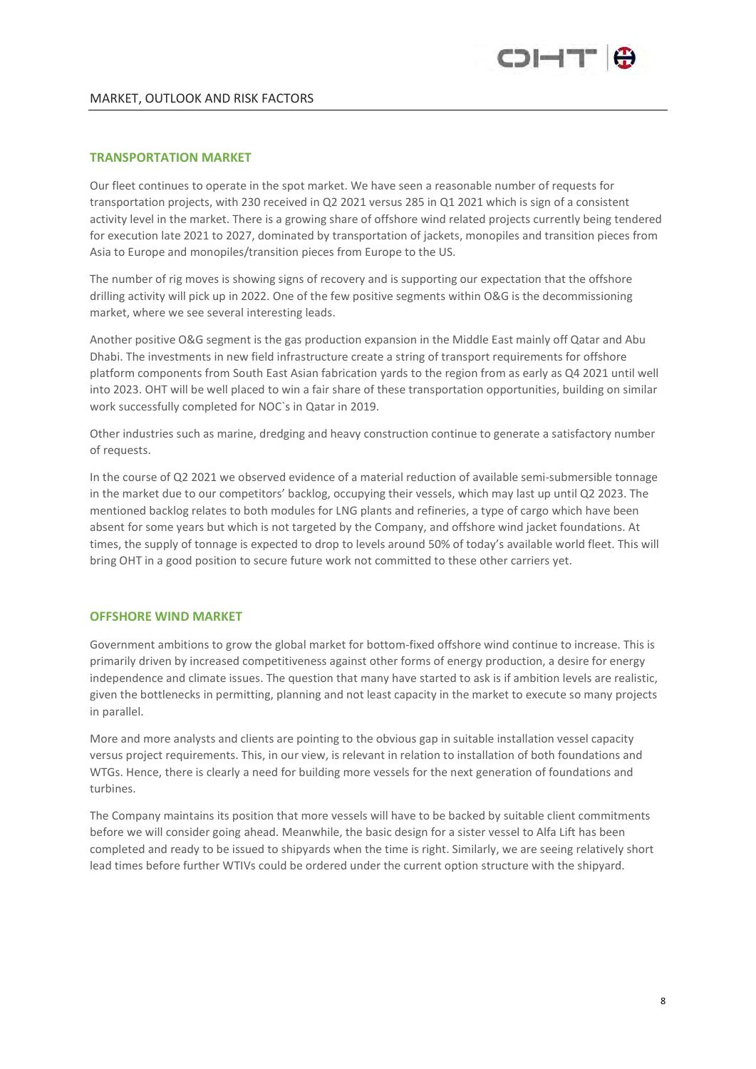MARKET, OUTLOOK AND RISK FACTORS

## TRANSPORTATION MARKET

Our fleet continues to operate in the spot market. We have seen a reasonable number of requests for transportation projects, with 230 received in Q2 2021 versus 285 in Q1 2021 which is sign of a consistent activity level in the market. There is a growing share of offshore wind related projects currently being tendered for execution late 2021 to 2027, dominated by transportation of jackets, monopiles and transition pieces from Asia to Europe and monopiles/transition pieces from Europe to the US.

The number of rig moves is showing signs of recovery and is supporting our expectation that the offshore drilling activity will pick up in 2022. One of the few positive segments within O&G is the decommissioning market, where we see several interesting leads.

Another positive O&G segment is the gas production expansion in the Middle East mainly off Qatar and Abu Dhabi. The investments in new field infrastructure create a string of transport requirements for offshore platform components from South East Asian fabrication yards to the region from as early as Q4 2021 until well into 2023. OHT will be well placed to win a fair share of these transportation opportunities, building on similar work successfully completed for NOC`s in Qatar in 2019.

Other industries such as marine, dredging and heavy construction continue to generate a satisfactory number of requests.

In the course of Q2 2021 we observed evidence of a material reduction of available semi-submersible tonnage in the market due to our competitors' backlog, occupying their vessels, which may last up until Q2 2023. The mentioned backlog relates to both modules for LNG plants and refineries, a type of cargo which have been absent for some years but which is not targeted by the Company, and offshore wind jacket foundations. At times, the supply of tonnage is expected to drop to levels around 50% of today's available world fleet. This will bring OHT in a good position to secure future work not committed to these other carriers yet.

## OFFSHORE WIND MARKET

Government ambitions to grow the global market for bottom-fixed offshore wind continue to increase. This is primarily driven by increased competitiveness against other forms of energy production, a desire for energy independence and climate issues. The question that many have started to ask is if ambition levels are realistic, given the bottlenecks in permitting, planning and not least capacity in the market to execute so many projects in parallel.

More and more analysts and clients are pointing to the obvious gap in suitable installation vessel capacity versus project requirements. This, in our view, is relevant in relation to installation of both foundations and WTGs. Hence, there is clearly a need for building more vessels for the next generation of foundations and turbines.

The Company maintains its position that more vessels will have to be backed by suitable client commitments before we will consider going ahead. Meanwhile, the basic design for a sister vessel to Alfa Lift has been completed and ready to be issued to shipyards when the time is right. Similarly, we are seeing relatively short lead times before further WTIVs could be ordered under the current option structure with the shipyard.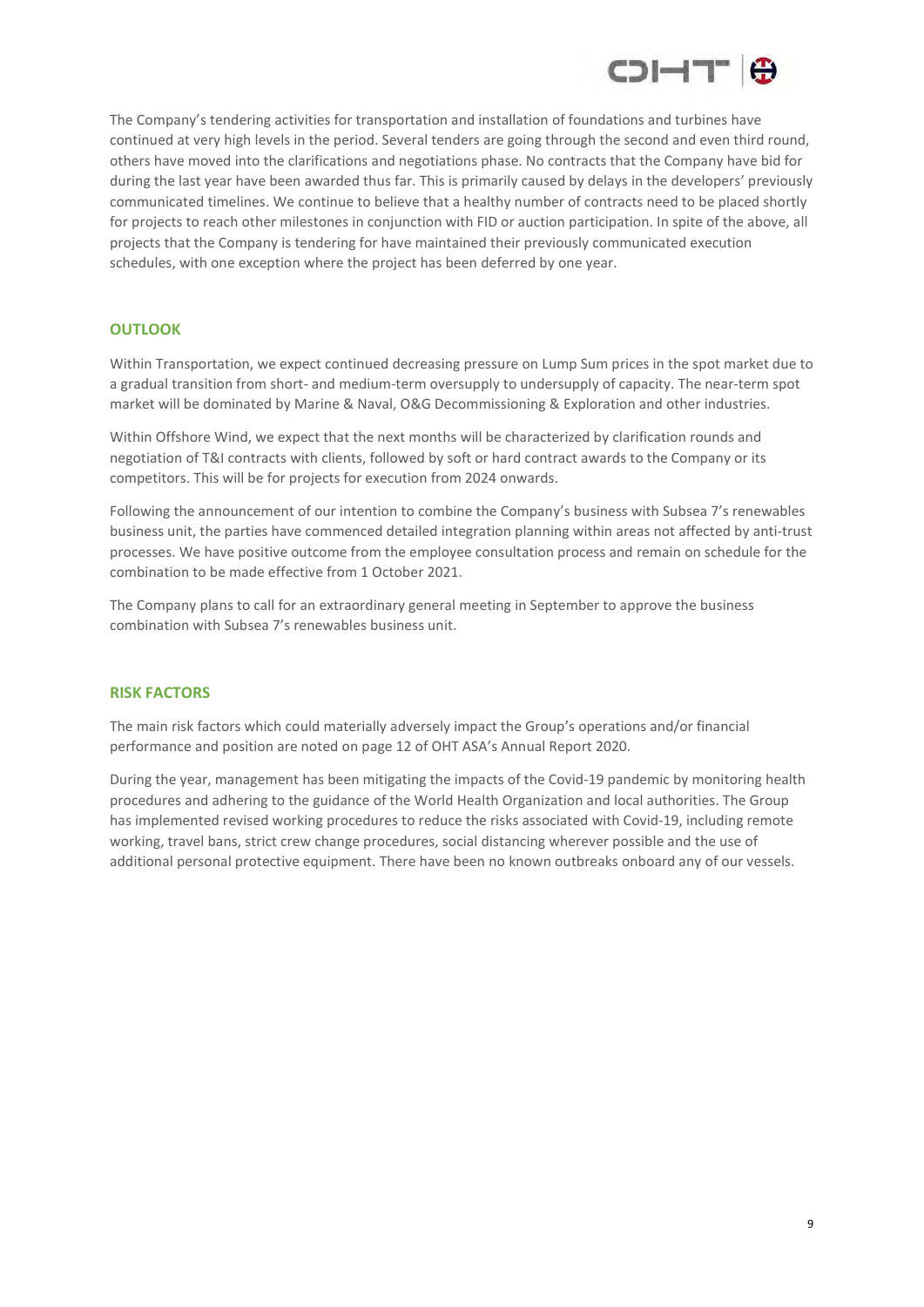The Company's tendering activities for transportation and installation of foundations and turbines have continued at very high levels in the period. Several tenders are going through the second and even third round, others have moved into the clarifications and negotiations phase. No contracts that the Company have bid for during the last year have been awarded thus far. This is primarily caused by delays in the developers' previously communicated timelines. We continue to believe that a healthy number of contracts need to be placed shortly for projects to reach other milestones in conjunction with FID or auction participation. In spite of the above, all projects that the Company is tendering for have maintained their previously communicated execution schedules, with one exception where the project has been deferred by one year.

## OUTLOOK

Within Transportation, we expect continued decreasing pressure on Lump Sum prices in the spot market due to a gradual transition from short- and medium-term oversupply to undersupply of capacity. The near-term spot market will be dominated by Marine & Naval, O&G Decommissioning & Exploration and other industries.

Within Offshore Wind, we expect that the next months will be characterized by clarification rounds and negotiation of T&I contracts with clients, followed by soft or hard contract awards to the Company or its competitors. This will be for projects for execution from 2024 onwards.

Following the announcement of our intention to combine the Company's business with Subsea 7's renewables business unit, the parties have commenced detailed integration planning within areas not affected by anti-trust processes. We have positive outcome from the employee consultation process and remain on schedule for the combination to be made effective from 1 October 2021.

The Company plans to call for an extraordinary general meeting in September to approve the business combination with Subsea 7's renewables business unit.

## RISK FACTORS

The main risk factors which could materially adversely impact the Group's operations and/or financial performance and position are noted on page 12 of OHT ASA's Annual Report 2020.

During the year, management has been mitigating the impacts of the Covid-19 pandemic by monitoring health procedures and adhering to the guidance of the World Health Organization and local authorities. The Group has implemented revised working procedures to reduce the risks associated with Covid-19, including remote working, travel bans, strict crew change procedures, social distancing wherever possible and the use of additional personal protective equipment. There have been no known outbreaks onboard any of our vessels.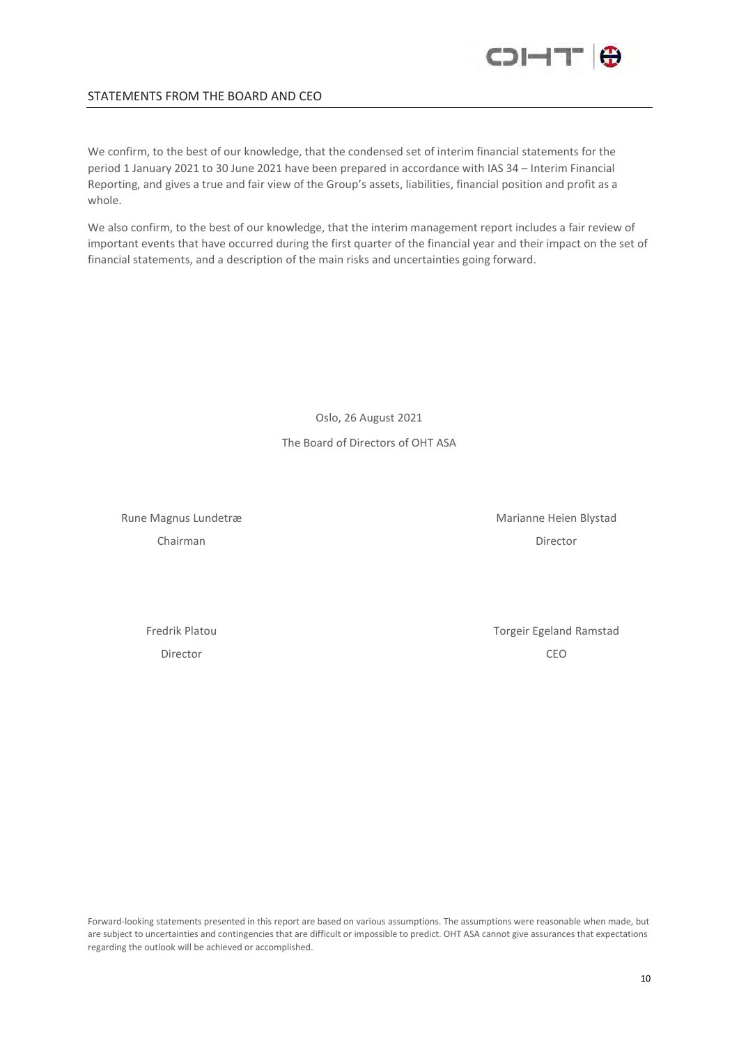## STATEMENTS FROM THE BOARD AND CEO

We confirm, to the best of our knowledge, that the condensed set of interim financial statements for the period 1 January 2021 to 30 June 2021 have been prepared in accordance with IAS 34 – Interim Financial Reporting, and gives a true and fair view of the Group's assets, liabilities, financial position and profit as a whole.

We also confirm, to the best of our knowledge, that the interim management report includes a fair review of important events that have occurred during the first quarter of the financial year and their impact on the set of financial statements, and a description of the main risks and uncertainties going forward.

Oslo, 26 August 2021

The Board of Directors of OHT ASA

Rune Magnus Lundetræ
Chairman

Marianne Heien Blystad
Director

Fredrik Platou
Director

Torgeir Egeland Ramstad
CEO

Forward-looking statements presented in this report are based on various assumptions. The assumptions were reasonable when made, but are subject to uncertainties and contingencies that are difficult or impossible to predict. OHT ASA cannot give assurances that expectations regarding the outlook will be achieved or accomplished.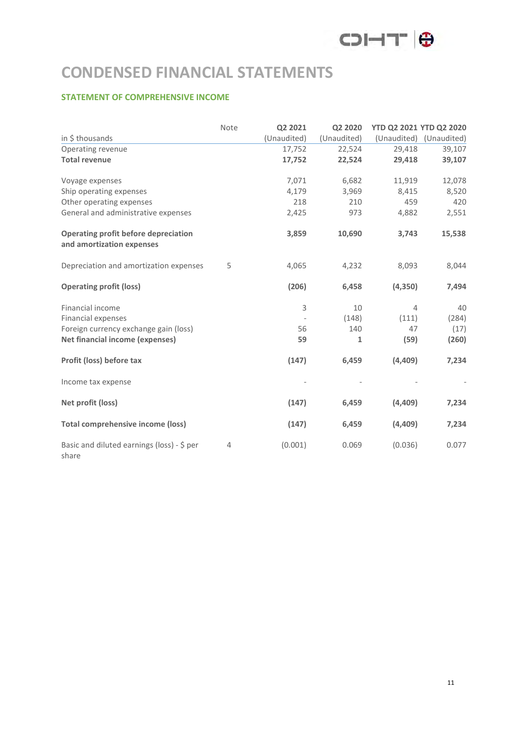# CONDENSED FINANCIAL STATEMENTS

## STATEMENT OF COMPREHENSIVE INCOME

| in $ thousands | Note | Q2 2021 (Unaudited) | Q2 2020 (Unaudited) | YTD Q2 2021 (Unaudited) | YTD Q2 2020 (Unaudited) |
|---|---|---|---|---|---|
| Operating revenue | | 17,752 | 22,524 | 29,418 | 39,107 |
| **Total revenue** | | **17,752** | **22,524** | **29,418** | **39,107** |
| | | | | | |
| Voyage expenses | | 7,071 | 6,682 | 11,919 | 12,078 |
| Ship operating expenses | | 4,179 | 3,969 | 8,415 | 8,520 |
| Other operating expenses | | 218 | 210 | 459 | 420 |
| General and administrative expenses | | 2,425 | 973 | 4,882 | 2,551 |
| | | | | | |
| **Operating profit before depreciation and amortization expenses** | | **3,859** | **10,690** | **3,743** | **15,538** |
| | | | | | |
| Depreciation and amortization expenses | 5 | 4,065 | 4,232 | 8,093 | 8,044 |
| | | | | | |
| **Operating profit (loss)** | | **(206)** | **6,458** | **(4,350)** | **7,494** |
| | | | | | |
| Financial income | | 3 | 10 | 4 | 40 |
| Financial expenses | | - | (148) | (111) | (284) |
| Foreign currency exchange gain (loss) | | 56 | 140 | 47 | (17) |
| **Net financial income (expenses)** | | **59** | **1** | **(59)** | **(260)** |
| | | | | | |
| **Profit (loss) before tax** | | **(147)** | **6,459** | **(4,409)** | **7,234** |
| | | | | | |
| Income tax expense | | - | - | - | - |
| | | | | | |
| **Net profit (loss)** | | **(147)** | **6,459** | **(4,409)** | **7,234** |
| | | | | | |
| **Total comprehensive income (loss)** | | **(147)** | **6,459** | **(4,409)** | **7,234** |
| | | | | | |
| Basic and diluted earnings (loss) - $ per share | 4 | (0.001) | 0.069 | (0.036) | 0.077 |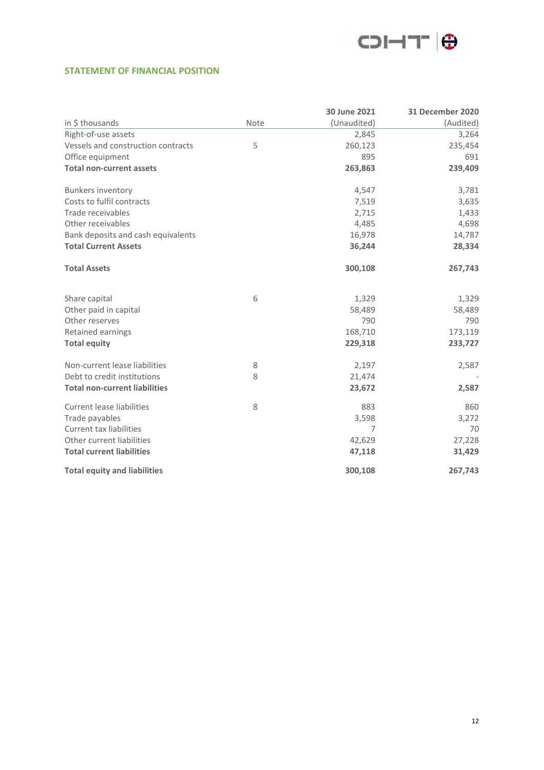## STATEMENT OF FINANCIAL POSITION

| in $ thousands | Note | 30 June 2021 (Unaudited) | 31 December 2020 (Audited) |
|---|---|---|---|
| Right-of-use assets | | 2,845 | 3,264 |
| Vessels and construction contracts | 5 | 260,123 | 235,454 |
| Office equipment | | 895 | 691 |
| **Total non-current assets** | | **263,863** | **239,409** |
| | | | |
| Bunkers inventory | | 4,547 | 3,781 |
| Costs to fulfil contracts | | 7,519 | 3,635 |
| Trade receivables | | 2,715 | 1,433 |
| Other receivables | | 4,485 | 4,698 |
| Bank deposits and cash equivalents | | 16,978 | 14,787 |
| **Total Current Assets** | | **36,244** | **28,334** |
| | | | |
| **Total Assets** | | **300,108** | **267,743** |
| | | | |
| Share capital | 6 | 1,329 | 1,329 |
| Other paid in capital | | 58,489 | 58,489 |
| Other reserves | | 790 | 790 |
| Retained earnings | | 168,710 | 173,119 |
| **Total equity** | | **229,318** | **233,727** |
| | | | |
| Non-current lease liabilities | 8 | 2,197 | 2,587 |
| Debt to credit institutions | 8 | 21,474 | - |
| **Total non-current liabilities** | | **23,672** | **2,587** |
| | | | |
| Current lease liabilities | 8 | 883 | 860 |
| Trade payables | | 3,598 | 3,272 |
| Current tax liabilities | | 7 | 70 |
| Other current liabilities | | 42,629 | 27,228 |
| **Total current liabilities** | | **47,118** | **31,429** |
| | | | |
| **Total equity and liabilities** | | **300,108** | **267,743** |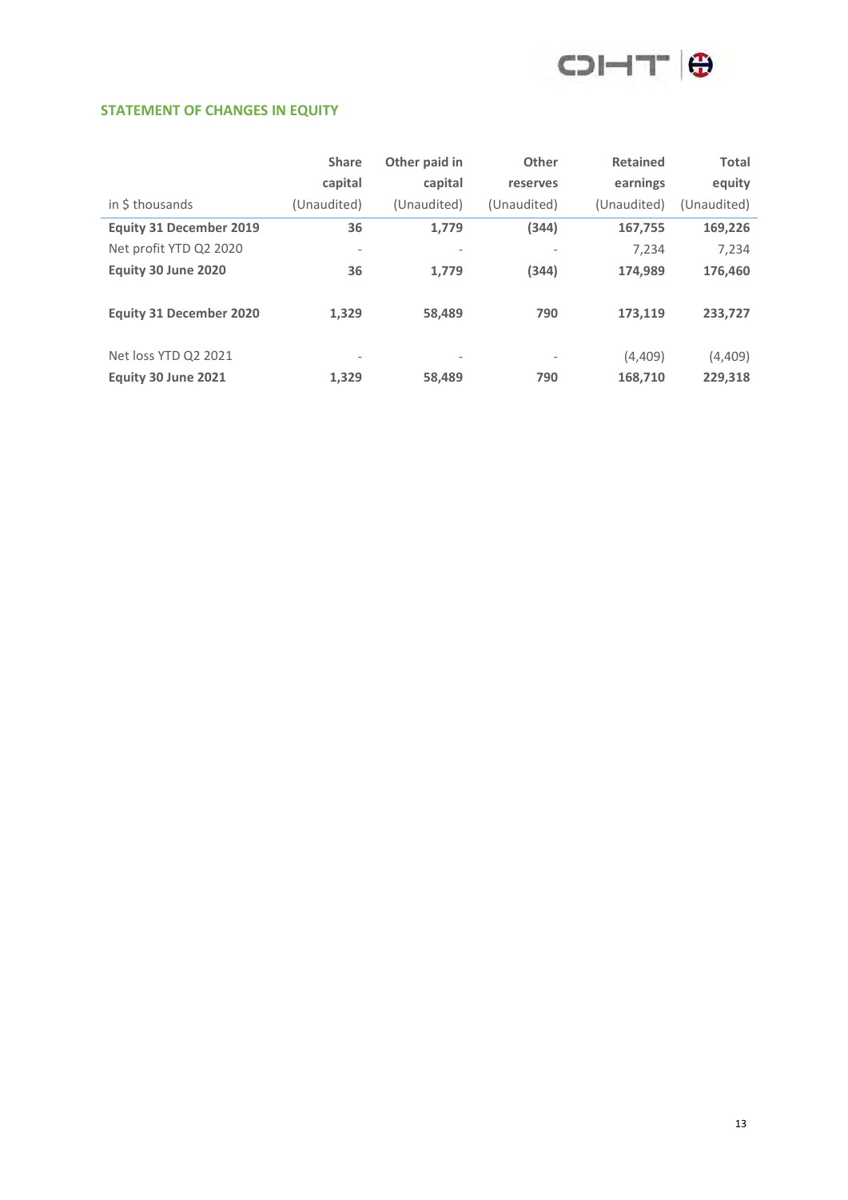## STATEMENT OF CHANGES IN EQUITY

| in $ thousands | Share capital (Unaudited) | Other paid in capital (Unaudited) | Other reserves (Unaudited) | Retained earnings (Unaudited) | Total equity (Unaudited) |
|---|---|---|---|---|---|
| **Equity 31 December 2019** | **36** | **1,779** | **(344)** | **167,755** | **169,226** |
| Net profit YTD Q2 2020 | - | - | - | 7,234 | 7,234 |
| **Equity 30 June 2020** | **36** | **1,779** | **(344)** | **174,989** | **176,460** |
| | | | | | |
| **Equity 31 December 2020** | **1,329** | **58,489** | **790** | **173,119** | **233,727** |
| | | | | | |
| Net loss YTD Q2 2021 | - | - | - | (4,409) | (4,409) |
| **Equity 30 June 2021** | **1,329** | **58,489** | **790** | **168,710** | **229,318** |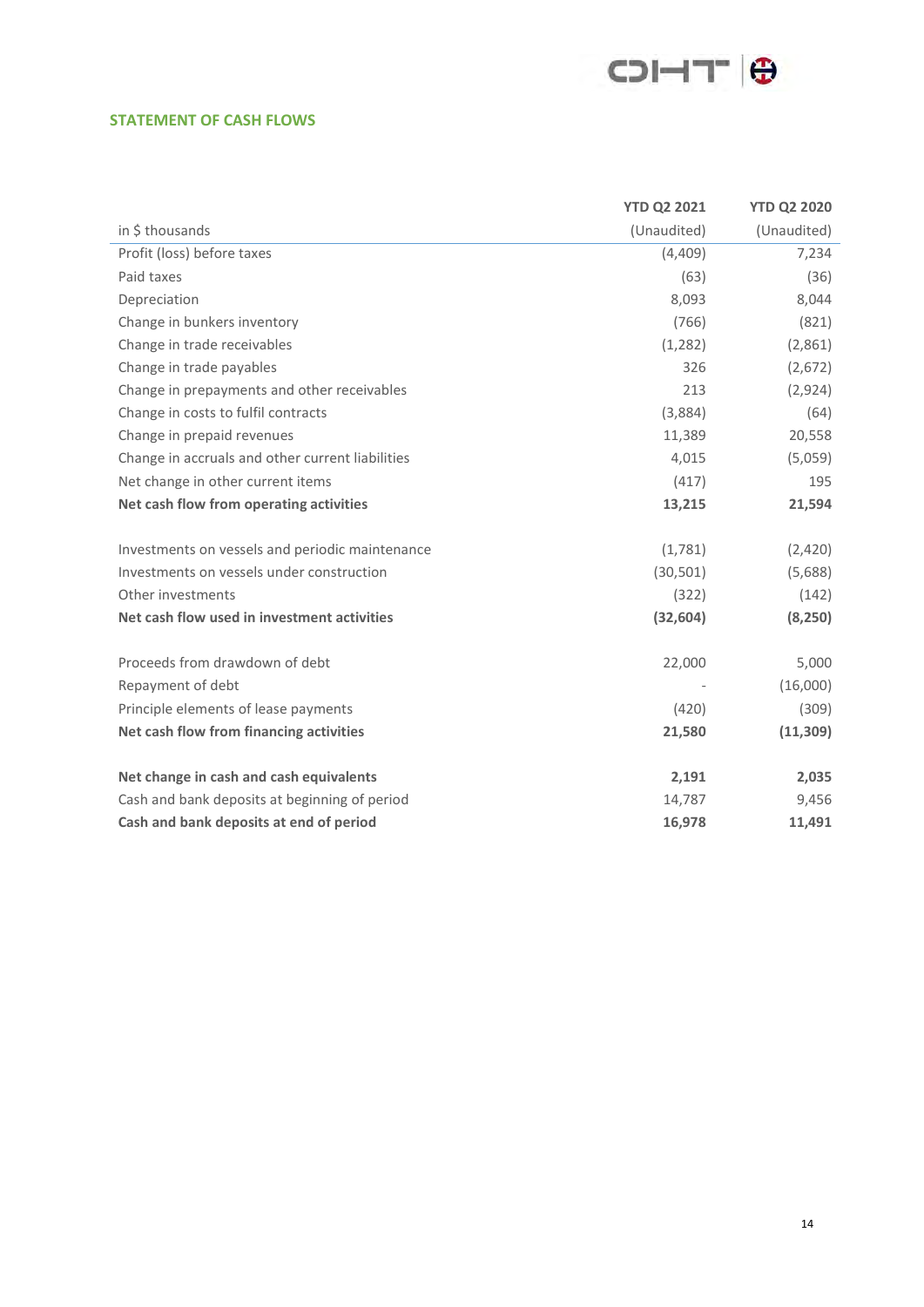## STATEMENT OF CASH FLOWS

| in $ thousands | YTD Q2 2021 (Unaudited) | YTD Q2 2020 (Unaudited) |
|---|---|---|
| Profit (loss) before taxes | (4,409) | 7,234 |
| Paid taxes | (63) | (36) |
| Depreciation | 8,093 | 8,044 |
| Change in bunkers inventory | (766) | (821) |
| Change in trade receivables | (1,282) | (2,861) |
| Change in trade payables | 326 | (2,672) |
| Change in prepayments and other receivables | 213 | (2,924) |
| Change in costs to fulfil contracts | (3,884) | (64) |
| Change in prepaid revenues | 11,389 | 20,558 |
| Change in accruals and other current liabilities | 4,015 | (5,059) |
| Net change in other current items | (417) | 195 |
| **Net cash flow from operating activities** | **13,215** | **21,594** |
| | | |
| Investments on vessels and periodic maintenance | (1,781) | (2,420) |
| Investments on vessels under construction | (30,501) | (5,688) |
| Other investments | (322) | (142) |
| **Net cash flow used in investment activities** | **(32,604)** | **(8,250)** |
| | | |
| Proceeds from drawdown of debt | 22,000 | 5,000 |
| Repayment of debt | - | (16,000) |
| Principle elements of lease payments | (420) | (309) |
| **Net cash flow from financing activities** | **21,580** | **(11,309)** |
| | | |
| **Net change in cash and cash equivalents** | **2,191** | **2,035** |
| Cash and bank deposits at beginning of period | 14,787 | 9,456 |
| **Cash and bank deposits at end of period** | **16,978** | **11,491** |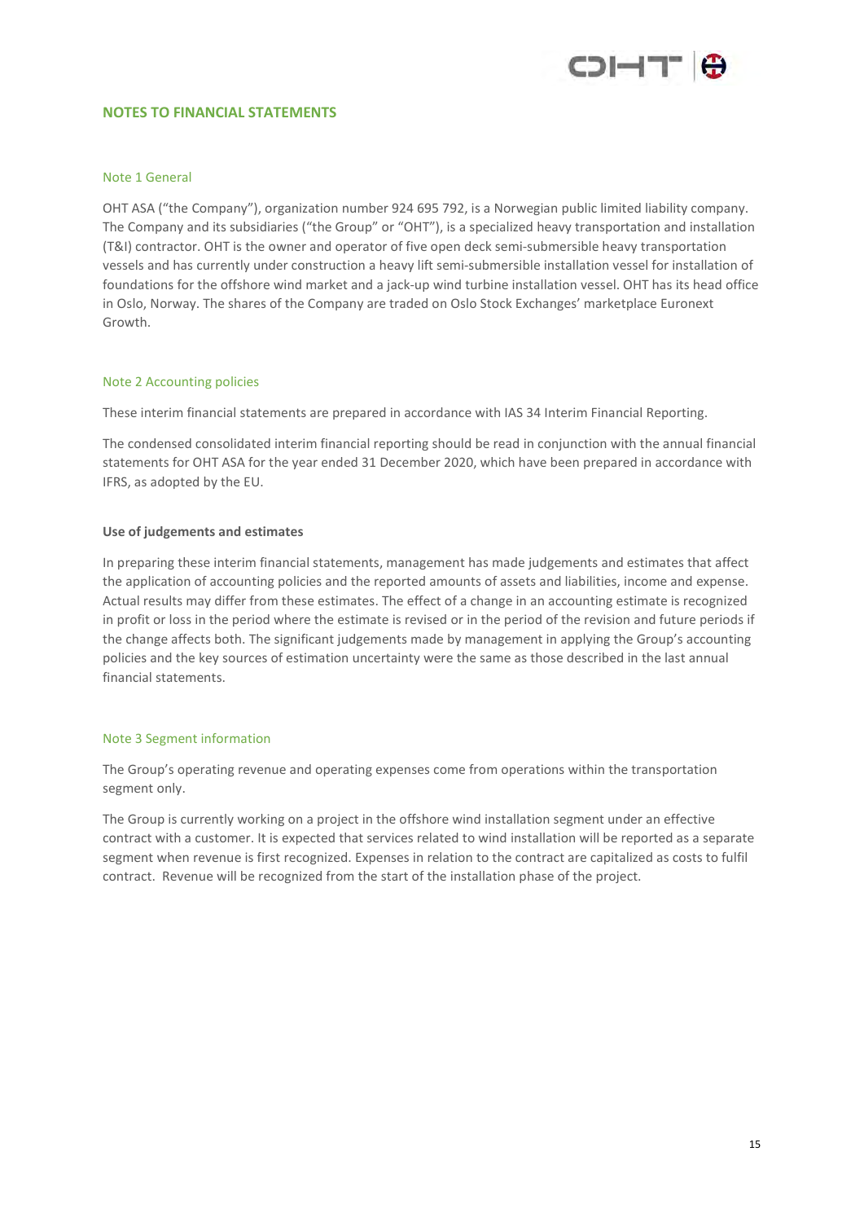# NOTES TO FINANCIAL STATEMENTS

## Note 1 General

OHT ASA ("the Company"), organization number 924 695 792, is a Norwegian public limited liability company. The Company and its subsidiaries ("the Group" or "OHT"), is a specialized heavy transportation and installation (T&I) contractor. OHT is the owner and operator of five open deck semi-submersible heavy transportation vessels and has currently under construction a heavy lift semi-submersible installation vessel for installation of foundations for the offshore wind market and a jack-up wind turbine installation vessel. OHT has its head office in Oslo, Norway. The shares of the Company are traded on Oslo Stock Exchanges' marketplace Euronext Growth.

## Note 2 Accounting policies

These interim financial statements are prepared in accordance with IAS 34 Interim Financial Reporting.

The condensed consolidated interim financial reporting should be read in conjunction with the annual financial statements for OHT ASA for the year ended 31 December 2020, which have been prepared in accordance with IFRS, as adopted by the EU.

**Use of judgements and estimates**

In preparing these interim financial statements, management has made judgements and estimates that affect the application of accounting policies and the reported amounts of assets and liabilities, income and expense. Actual results may differ from these estimates. The effect of a change in an accounting estimate is recognized in profit or loss in the period where the estimate is revised or in the period of the revision and future periods if the change affects both. The significant judgements made by management in applying the Group's accounting policies and the key sources of estimation uncertainty were the same as those described in the last annual financial statements.

## Note 3 Segment information

The Group's operating revenue and operating expenses come from operations within the transportation segment only.

The Group is currently working on a project in the offshore wind installation segment under an effective contract with a customer. It is expected that services related to wind installation will be reported as a separate segment when revenue is first recognized. Expenses in relation to the contract are capitalized as costs to fulfil contract. Revenue will be recognized from the start of the installation phase of the project.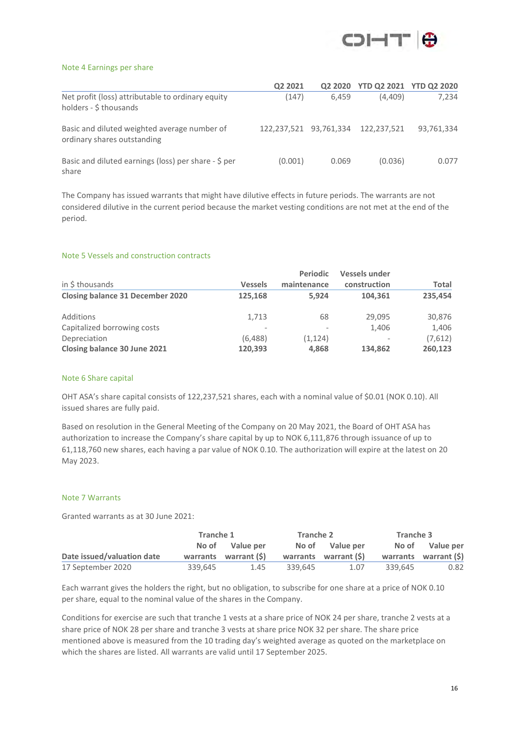## Note 4 Earnings per share

| | Q2 2021 | Q2 2020 | YTD Q2 2021 | YTD Q2 2020 |
|---|---|---|---|---|
| Net profit (loss) attributable to ordinary equity holders - $ thousands | (147) | 6,459 | (4,409) | 7,234 |
| Basic and diluted weighted average number of ordinary shares outstanding | 122,237,521 | 93,761,334 | 122,237,521 | 93,761,334 |
| Basic and diluted earnings (loss) per share - $ per share | (0.001) | 0.069 | (0.036) | 0.077 |

The Company has issued warrants that might have dilutive effects in future periods. The warrants are not considered dilutive in the current period because the market vesting conditions are not met at the end of the period.

## Note 5 Vessels and construction contracts

| in $ thousands | Vessels | Periodic maintenance | Vessels under construction | Total |
|---|---|---|---|---|
| **Closing balance 31 December 2020** | **125,168** | **5,924** | **104,361** | **235,454** |
| Additions | 1,713 | 68 | 29,095 | 30,876 |
| Capitalized borrowing costs | - | - | 1,406 | 1,406 |
| Depreciation | (6,488) | (1,124) | - | (7,612) |
| **Closing balance 30 June 2021** | **120,393** | **4,868** | **134,862** | **260,123** |

## Note 6 Share capital

OHT ASA's share capital consists of 122,237,521 shares, each with a nominal value of $0.01 (NOK 0.10). All issued shares are fully paid.

Based on resolution in the General Meeting of the Company on 20 May 2021, the Board of OHT ASA has authorization to increase the Company's share capital by up to NOK 6,111,876 through issuance of up to 61,118,760 new shares, each having a par value of NOK 0.10. The authorization will expire at the latest on 20 May 2023.

## Note 7 Warrants

Granted warrants as at 30 June 2021:

| | Tranche 1 | | Tranche 2 | | Tranche 3 | |
|---|---|---|---|---|---|---|
| Date issued/valuation date | No of warrants | Value per warrant ($) | No of warrants | Value per warrant ($) | No of warrants | Value per warrant ($) |
| 17 September 2020 | 339,645 | 1.45 | 339,645 | 1.07 | 339,645 | 0.82 |

Each warrant gives the holders the right, but no obligation, to subscribe for one share at a price of NOK 0.10 per share, equal to the nominal value of the shares in the Company.

Conditions for exercise are such that tranche 1 vests at a share price of NOK 24 per share, tranche 2 vests at a share price of NOK 28 per share and tranche 3 vests at share price NOK 32 per share. The share price mentioned above is measured from the 10 trading day's weighted average as quoted on the marketplace on which the shares are listed. All warrants are valid until 17 September 2025.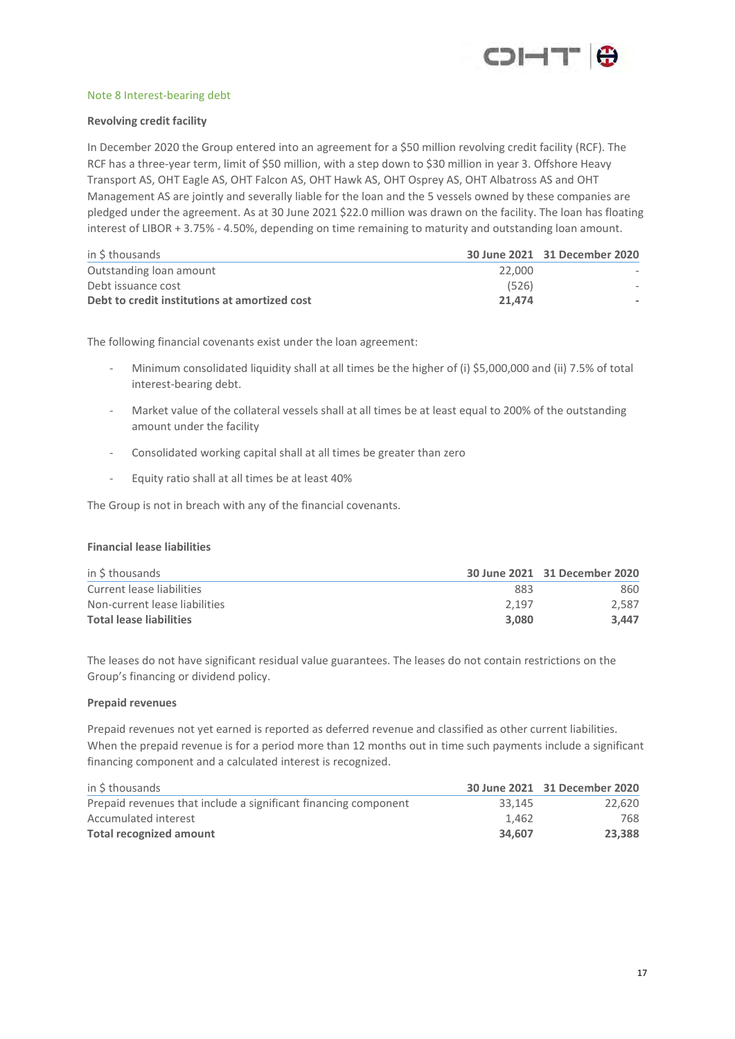## Note 8 Interest-bearing debt

**Revolving credit facility**

In December 2020 the Group entered into an agreement for a $50 million revolving credit facility (RCF). The RCF has a three-year term, limit of $50 million, with a step down to $30 million in year 3. Offshore Heavy Transport AS, OHT Eagle AS, OHT Falcon AS, OHT Hawk AS, OHT Osprey AS, OHT Albatross AS and OHT Management AS are jointly and severally liable for the loan and the 5 vessels owned by these companies are pledged under the agreement. As at 30 June 2021 $22.0 million was drawn on the facility. The loan has floating interest of LIBOR + 3.75% - 4.50%, depending on time remaining to maturity and outstanding loan amount.

| in $ thousands | 30 June 2021 | 31 December 2020 |
|---|---|---|
| Outstanding loan amount | 22,000 | - |
| Debt issuance cost | (526) | - |
| **Debt to credit institutions at amortized cost** | **21,474** | **-** |

The following financial covenants exist under the loan agreement:

- Minimum consolidated liquidity shall at all times be the higher of (i) $5,000,000 and (ii) 7.5% of total interest-bearing debt.
- Market value of the collateral vessels shall at all times be at least equal to 200% of the outstanding amount under the facility
- Consolidated working capital shall at all times be greater than zero
- Equity ratio shall at all times be at least 40%

The Group is not in breach with any of the financial covenants.

**Financial lease liabilities**

| in $ thousands | 30 June 2021 | 31 December 2020 |
|---|---|---|
| Current lease liabilities | 883 | 860 |
| Non-current lease liabilities | 2,197 | 2,587 |
| **Total lease liabilities** | **3,080** | **3,447** |

The leases do not have significant residual value guarantees. The leases do not contain restrictions on the Group's financing or dividend policy.

**Prepaid revenues**

Prepaid revenues not yet earned is reported as deferred revenue and classified as other current liabilities. When the prepaid revenue is for a period more than 12 months out in time such payments include a significant financing component and a calculated interest is recognized.

| in $ thousands | 30 June 2021 | 31 December 2020 |
|---|---|---|
| Prepaid revenues that include a significant financing component | 33,145 | 22,620 |
| Accumulated interest | 1,462 | 768 |
| **Total recognized amount** | **34,607** | **23,388** |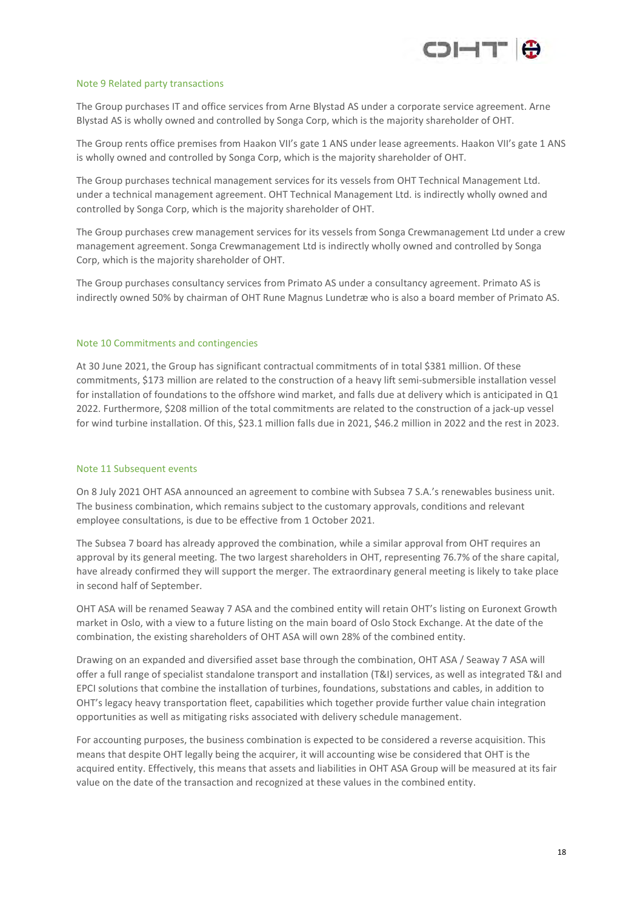## Note 9 Related party transactions

The Group purchases IT and office services from Arne Blystad AS under a corporate service agreement. Arne Blystad AS is wholly owned and controlled by Songa Corp, which is the majority shareholder of OHT.

The Group rents office premises from Haakon VII's gate 1 ANS under lease agreements. Haakon VII's gate 1 ANS is wholly owned and controlled by Songa Corp, which is the majority shareholder of OHT.

The Group purchases technical management services for its vessels from OHT Technical Management Ltd. under a technical management agreement. OHT Technical Management Ltd. is indirectly wholly owned and controlled by Songa Corp, which is the majority shareholder of OHT.

The Group purchases crew management services for its vessels from Songa Crewmanagement Ltd under a crew management agreement. Songa Crewmanagement Ltd is indirectly wholly owned and controlled by Songa Corp, which is the majority shareholder of OHT.

The Group purchases consultancy services from Primato AS under a consultancy agreement. Primato AS is indirectly owned 50% by chairman of OHT Rune Magnus Lundetræ who is also a board member of Primato AS.

## Note 10 Commitments and contingencies

At 30 June 2021, the Group has significant contractual commitments of in total $381 million. Of these commitments, $173 million are related to the construction of a heavy lift semi-submersible installation vessel for installation of foundations to the offshore wind market, and falls due at delivery which is anticipated in Q1 2022. Furthermore, $208 million of the total commitments are related to the construction of a jack-up vessel for wind turbine installation. Of this, $23.1 million falls due in 2021, $46.2 million in 2022 and the rest in 2023.

## Note 11 Subsequent events

On 8 July 2021 OHT ASA announced an agreement to combine with Subsea 7 S.A.'s renewables business unit. The business combination, which remains subject to the customary approvals, conditions and relevant employee consultations, is due to be effective from 1 October 2021.

The Subsea 7 board has already approved the combination, while a similar approval from OHT requires an approval by its general meeting. The two largest shareholders in OHT, representing 76.7% of the share capital, have already confirmed they will support the merger. The extraordinary general meeting is likely to take place in second half of September.

OHT ASA will be renamed Seaway 7 ASA and the combined entity will retain OHT's listing on Euronext Growth market in Oslo, with a view to a future listing on the main board of Oslo Stock Exchange. At the date of the combination, the existing shareholders of OHT ASA will own 28% of the combined entity.

Drawing on an expanded and diversified asset base through the combination, OHT ASA / Seaway 7 ASA will offer a full range of specialist standalone transport and installation (T&I) services, as well as integrated T&I and EPCI solutions that combine the installation of turbines, foundations, substations and cables, in addition to OHT's legacy heavy transportation fleet, capabilities which together provide further value chain integration opportunities as well as mitigating risks associated with delivery schedule management.

For accounting purposes, the business combination is expected to be considered a reverse acquisition. This means that despite OHT legally being the acquirer, it will accounting wise be considered that OHT is the acquired entity. Effectively, this means that assets and liabilities in OHT ASA Group will be measured at its fair value on the date of the transaction and recognized at these values in the combined entity.